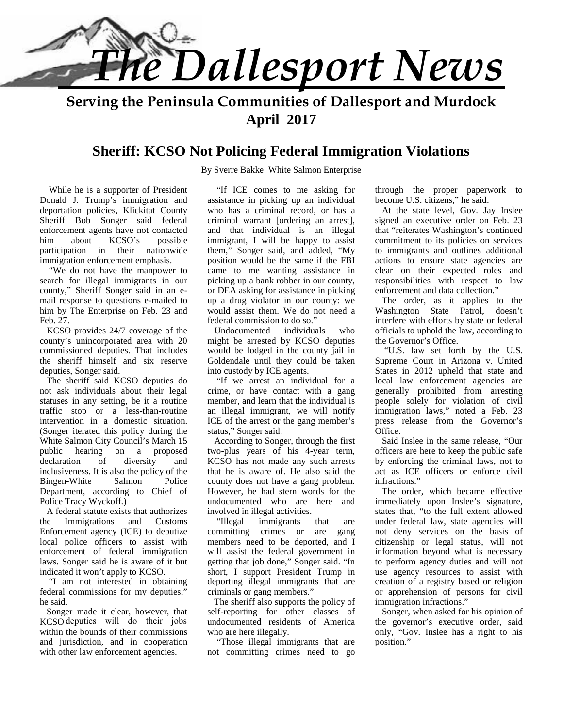# The Dallesport News

**Serving the Peninsula Communities of Dallesport and Murdock**

**April 2017**

## Sheriff: KCSO Not Policing Federal Immigration Violations

By Sverre Bakke White Salmon Enterprise

While he is a supporter of President Donald J. Trump's immigration and deportation policies, Klickitat County Sheriff Bob Songer said federal enforcement agents have not contacted him about KCSO's possible participation in their nationwide immigration enforcement emphasis.

"We do not have the manpower to search for illegal immigrants in our county," Sheriff Songer said in an e-mail response to questions e-mailed to him by The Enterprise on Feb. 23 and Feb. 27.

KCSO provides 24/7 coverage of the county's unincorporated area with 20 commissioned deputies. That includes the sheriff himself and six reserve deputies, Songer said.

The sheriff said KCSO deputies do not ask individuals about their legal statuses in any setting, be it a routine traffic stop or a less-than-routine intervention in a domestic situation. (Songer iterated this policy during the White Salmon City Council's March 15 public hearing on a proposed declaration of diversity and inclusiveness. It is also the policy of the Bingen-White Salmon Police Department, according to Chief of Police Tracy Wyckoff.)

A federal statute exists that authorizes the Immigrations and Customs Enforcement agency (ICE) to deputize local police officers to assist with enforcement of federal immigration laws. Songer said he is aware of it but indicated it won't apply to KCSO.

"I am not interested in obtaining federal commissions for my deputies," he said.

Songer made it clear, however, that KCSO deputies will do their jobs within the bounds of their commissions and jurisdiction, and in cooperation with other law enforcement agencies.

"If ICE comes to me asking for assistance in picking up an individual who has a criminal record, or has a criminal warrant [ordering an arrest], and that individual is an illegal immigrant, I will be happy to assist them," Songer said, and added, "My position would be the same if the FBI came to me wanting assistance in picking up a bank robber in our county, or DEA asking for assistance in picking up a drug violator in our county: we would assist them. We do not need a federal commission to do so."

Undocumented individuals who might be arrested by KCSO deputies would be lodged in the county jail in Goldendale until they could be taken into custody by ICE agents.

"If we arrest an individual for a crime, or have contact with a gang member, and learn that the individual is an illegal immigrant, we will notify ICE of the arrest or the gang member's status," Songer said.

According to Songer, through the first two-plus years of his 4-year term, KCSO has not made any such arrests that he is aware of. He also said the county does not have a gang problem. However, he had stern words for the undocumented who are here and involved in illegal activities.

"Illegal immigrants that are committing crimes or are gang members need to be deported, and I will assist the federal government in getting that job done," Songer said. "In short, I support President Trump in deporting illegal immigrants that are criminals or gang members."

The sheriff also supports the policy of self-reporting for other classes of undocumented residents of America who are here illegally.

"Those illegal immigrants that are not committing crimes need to go through the proper paperwork to become U.S. citizens," he said.

At the state level, Gov. Jay Inslee signed an executive order on Feb. 23 that "reiterates Washington's continued commitment to its policies on services to immigrants and outlines additional actions to ensure state agencies are clear on their expected roles and responsibilities with respect to law enforcement and data collection."

The order, as it applies to the Washington State Patrol, doesn't interfere with efforts by state or federal officials to uphold the law, according to the Governor's Office.

"U.S. law set forth by the U.S. Supreme Court in Arizona v. United States in 2012 upheld that state and local law enforcement agencies are generally prohibited from arresting people solely for violation of civil immigration laws," noted a Feb. 23 press release from the Governor's Office.

Said Inslee in the same release, "Our officers are here to keep the public safe by enforcing the criminal laws, not to act as ICE officers or enforce civil infractions."

The order, which became effective immediately upon Inslee's signature, states that, "to the full extent allowed under federal law, state agencies will not deny services on the basis of citizenship or legal status, will not information beyond what is necessary to perform agency duties and will not use agency resources to assist with creation of a registry based or religion or apprehension of persons for civil immigration infractions."

Songer, when asked for his opinion of the governor's executive order, said only, "Gov. Inslee has a right to his position."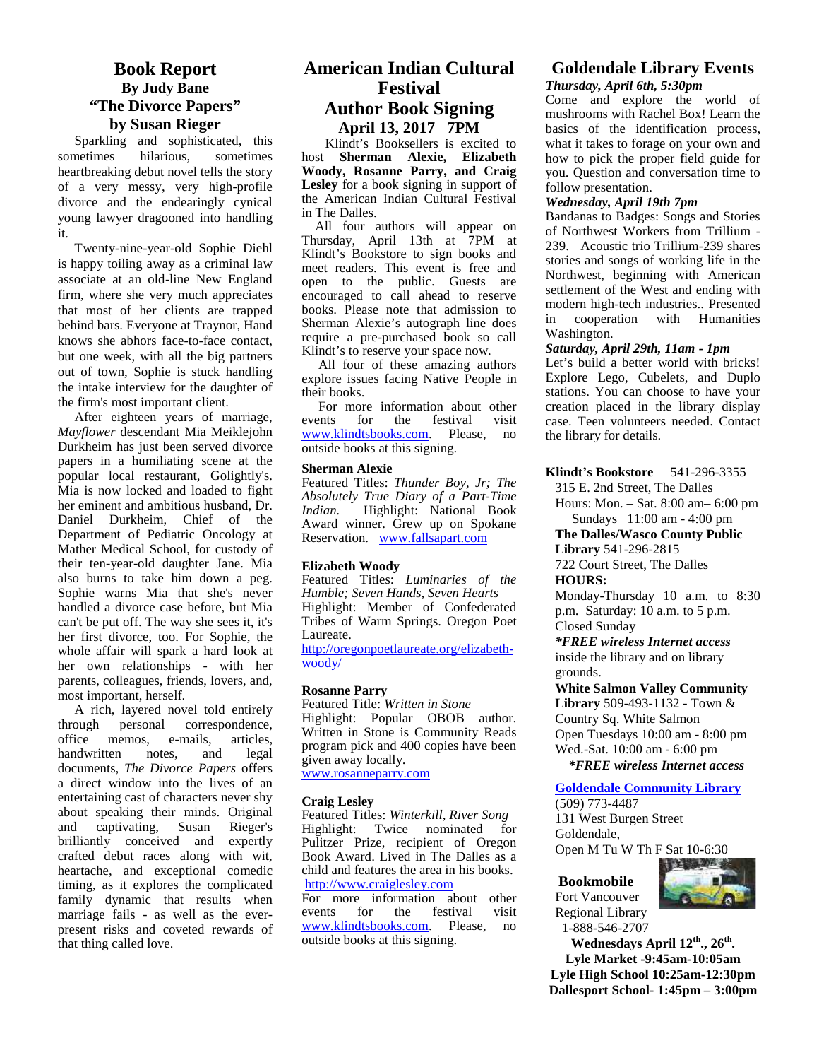## Book Report

### By Judy Bane

### "The Divorce Papers"

### by Susan Rieger

Sparkling and sophisticated, this sometimes hilarious, sometimes heartbreaking debut novel tells the story of a very messy, very high-profile divorce and the endearingly cynical young lawyer dragooned into handling it.

Twenty-nine-year-old Sophie Diehl is happy toiling away as a criminal law associate at an old-line New England firm, where she very much appreciates that most of her clients are trapped behind bars. Everyone at Traynor, Hand knows she abhors face-to-face contact, but one week, with all the big partners out of town, Sophie is stuck handling the intake interview for the daughter of the firm's most important client.

After eighteen years of marriage, *Mayflower* descendant Mia Meiklejohn Durkheim has just been served divorce papers in a humiliating scene at the popular local restaurant, Golightly's. Mia is now locked and loaded to fight her eminent and ambitious husband, Dr. Daniel Durkheim, Chief of the Department of Pediatric Oncology at Mather Medical School, for custody of their ten-year-old daughter Jane. Mia also burns to take him down a peg. Sophie warns Mia that she's never handled a divorce case before, but Mia can't be put off. The way she sees it, it's her first divorce, too. For Sophie, the whole affair will spark a hard look at her own relationships - with her parents, colleagues, friends, lovers, and, most important, herself.

A rich, layered novel told entirely through personal correspondence, office memos, e-mails, articles, handwritten notes, and legal documents, *The Divorce Papers* offers a direct window into the lives of an entertaining cast of characters never shy about speaking their minds. Original and captivating, Susan Rieger's brilliantly conceived and expertly crafted debut races along with wit, heartache, and exceptional comedic timing, as it explores the complicated family dynamic that results when marriage fails - as well as the ever-present risks and coveted rewards of that thing called love.

## American Indian Cultural Festival Author Book Signing

### April 13, 2017 7PM

Klindt's Booksellers is excited to host **Sherman Alexie, Elizabeth Woody, Rosanne Parry, and Craig Lesley** for a book signing in support of the American Indian Cultural Festival in The Dalles.

All four authors will appear on Thursday, April 13th at 7PM at Klindt's Bookstore to sign books and meet readers. This event is free and open to the public. Guests are encouraged to call ahead to reserve books. Please note that admission to Sherman Alexie's autograph line does require a pre-purchased book so call Klindt's to reserve your space now.

All four of these amazing authors explore issues facing Native People in their books.

For more information about other events for the festival visit www.klindtsbooks.com. Please, no outside books at this signing.

**Sherman Alexie**
Featured Titles: *Thunder Boy, Jr; The Absolutely True Diary of a Part-Time Indian.* Highlight: National Book Award winner. Grew up on Spokane Reservation. www.fallsapart.com

**Elizabeth Woody**
Featured Titles: *Luminaries of the Humble; Seven Hands, Seven Hearts*
Highlight: Member of Confederated Tribes of Warm Springs. Oregon Poet Laureate.
http://oregonpoetlaureate.org/elizabeth-woody/

**Rosanne Parry**
Featured Title: *Written in Stone*
Highlight: Popular OBOB author. Written in Stone is Community Reads program pick and 400 copies have been given away locally.
www.rosanneparry.com

**Craig Lesley**
Featured Titles: *Winterkill, River Song*
Highlight: Twice nominated for Pulitzer Prize, recipient of Oregon Book Award. Lived in The Dalles as a child and features the area in his books.
http://www.craiglesley.com
For more information about other events for the festival visit www.klindtsbooks.com. Please, no outside books at this signing.

## Goldendale Library Events

***Thursday, April 6th, 5:30pm***
Come and explore the world of mushrooms with Rachel Box! Learn the basics of the identification process, what it takes to forage on your own and how to pick the proper field guide for you. Question and conversation time to follow presentation.

***Wednesday, April 19th 7pm***
Bandanas to Badges: Songs and Stories of Northwest Workers from Trillium - 239. Acoustic trio Trillium-239 shares stories and songs of working life in the Northwest, beginning with American settlement of the West and ending with modern high-tech industries.. Presented in cooperation with Humanities Washington.

***Saturday, April 29th, 11am - 1pm***
Let's build a better world with bricks! Explore Lego, Cubelets, and Duplo stations. You can choose to have your creation placed in the library display case. Teen volunteers needed. Contact the library for details.

**Klindt's Bookstore** 541-296-3355
315 E. 2nd Street, The Dalles
Hours: Mon. – Sat. 8:00 am– 6:00 pm
Sundays 11:00 am - 4:00 pm

**The Dalles/Wasco County Public Library** 541-296-2815
722 Court Street, The Dalles
**HOURS:**
Monday-Thursday 10 a.m. to 8:30 p.m. Saturday: 10 a.m. to 5 p.m.
Closed Sunday
***\*FREE wireless Internet access*** inside the library and on library grounds.

**White Salmon Valley Community Library** 509-493-1132 - Town & Country Sq. White Salmon
Open Tuesdays 10:00 am - 8:00 pm
Wed.-Sat. 10:00 am - 6:00 pm
***\*FREE wireless Internet access***

**Goldendale Community Library**
(509) 773-4487
131 West Burgen Street
Goldendale,
Open M Tu W Th F Sat 10-6:30

**Bookmobile**
Fort Vancouver Regional Library
1-888-546-2707
**Wednesdays April 12th., 26th.**
**Lyle Market -9:45am-10:05am**
**Lyle High School 10:25am-12:30pm**
**Dallesport School- 1:45pm – 3:00pm**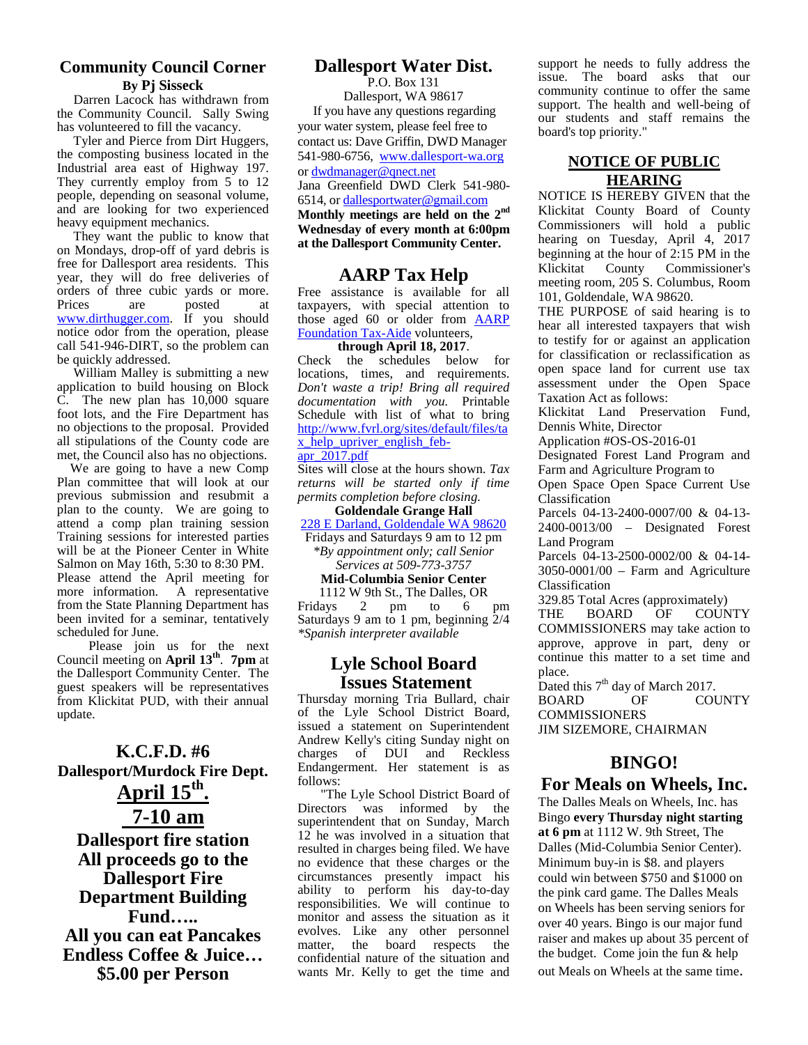## Community Council Corner

**By Pj Sisseck**

Darren Lacock has withdrawn from the Community Council. Sally Swing has volunteered to fill the vacancy.

Tyler and Pierce from Dirt Huggers, the composting business located in the Industrial area east of Highway 197. They currently employ from 5 to 12 people, depending on seasonal volume, and are looking for two experienced heavy equipment mechanics.

They want the public to know that on Mondays, drop-off of yard debris is free for Dallesport area residents. This year, they will do free deliveries of orders of three cubic yards or more. Prices are posted at www.dirthugger.com. If you should notice odor from the operation, please call 541-946-DIRT, so the problem can be quickly addressed.

William Malley is submitting a new application to build housing on Block C. The new plan has 10,000 square foot lots, and the Fire Department has no objections to the proposal. Provided all stipulations of the County code are met, the Council also has no objections.

We are going to have a new Comp Plan committee that will look at our previous submission and resubmit a plan to the county. We are going to attend a comp plan training session Training sessions for interested parties will be at the Pioneer Center in White Salmon on May 16th, 5:30 to 8:30 PM. Please attend the April meeting for more information. A representative from the State Planning Department has been invited for a seminar, tentatively scheduled for June.

Please join us for the next Council meeting on **April 13th**. **7pm** at the Dallesport Community Center. The guest speakers will be representatives from Klickitat PUD, with their annual update.

## K.C.F.D. #6

**Dallesport/Murdock Fire Dept.**

## April 15th.

## 7-10 am

**Dallesport fire station**

**All proceeds go to the Dallesport Fire Department Building Fund…..**

**All you can eat Pancakes**

**Endless Coffee & Juice…**

**$5.00 per Person**

## Dallesport Water Dist.

P.O. Box 131
Dallesport, WA 98617

If you have any questions regarding your water system, please feel free to contact us: Dave Griffin, DWD Manager 541-980-6756, www.dallesport-wa.org or dwdmanager@qnect.net

Jana Greenfield DWD Clerk 541-980-6514, or dallesportwater@gmail.com

**Monthly meetings are held on the 2nd Wednesday of every month at 6:00pm at the Dallesport Community Center.**

## AARP Tax Help

Free assistance is available for all taxpayers, with special attention to those aged 60 or older from AARP Foundation Tax-Aide volunteers, **through April 18, 2017**.

Check the schedules below for locations, times, and requirements. *Don't waste a trip! Bring all required documentation with you.* Printable Schedule with list of what to bring http://www.fvrl.org/sites/default/files/tax_help_upriver_english_feb-apr_2017.pdf

Sites will close at the hours shown. *Tax returns will be started only if time permits completion before closing.*

**Goldendale Grange Hall**
228 E Darland, Goldendale WA 98620
Fridays and Saturdays 9 am to 12 pm
*\*By appointment only; call Senior Services at 509-773-3757*

**Mid-Columbia Senior Center**
1112 W 9th St., The Dalles, OR
Fridays 2 pm to 6 pm
Saturdays 9 am to 1 pm, beginning 2/4
*\*Spanish interpreter available*

## Lyle School Board Issues Statement

Thursday morning Tria Bullard, chair of the Lyle School District Board, issued a statement on Superintendent Andrew Kelly's citing Sunday night on charges of DUI and Reckless Endangerment. Her statement is as follows:

"The Lyle School District Board of Directors was informed by the superintendent that on Sunday, March 12 he was involved in a situation that resulted in charges being filed. We have no evidence that these charges or the circumstances presently impact his ability to perform his day-to-day responsibilities. We will continue to monitor and assess the situation as it evolves. Like any other personnel matter, the board respects the confidential nature of the situation and wants Mr. Kelly to get the time and support he needs to fully address the issue. The board asks that our community continue to offer the same support. The health and well-being of our students and staff remains the board's top priority."

## NOTICE OF PUBLIC HEARING

NOTICE IS HEREBY GIVEN that the Klickitat County Board of County Commissioners will hold a public hearing on Tuesday, April 4, 2017 beginning at the hour of 2:15 PM in the Klickitat County Commissioner's meeting room, 205 S. Columbus, Room 101, Goldendale, WA 98620.

THE PURPOSE of said hearing is to hear all interested taxpayers that wish to testify for or against an application for classification or reclassification as open space land for current use tax assessment under the Open Space Taxation Act as follows:

Klickitat Land Preservation Fund, Dennis White, Director

Application #OS-OS-2016-01

Designated Forest Land Program and Farm and Agriculture Program to Open Space Open Space Current Use Classification

Parcels 04-13-2400-0007/00 & 04-13-2400-0013/00 – Designated Forest Land Program

Parcels 04-13-2500-0002/00 & 04-14-3050-0001/00 – Farm and Agriculture Classification

329.85 Total Acres (approximately)

THE BOARD OF COUNTY COMMISSIONERS may take action to approve, approve in part, deny or continue this matter to a set time and place.

Dated this 7th day of March 2017.

BOARD OF COUNTY COMMISSIONERS
JIM SIZEMORE, CHAIRMAN

## BINGO!

## For Meals on Wheels, Inc.

The Dalles Meals on Wheels, Inc. has Bingo **every Thursday night starting at 6 pm** at 1112 W. 9th Street, The Dalles (Mid-Columbia Senior Center). Minimum buy-in is $8. and players could win between $750 and $1000 on the pink card game. The Dalles Meals on Wheels has been serving seniors for over 40 years. Bingo is our major fund raiser and makes up about 35 percent of the budget. Come join the fun & help out Meals on Wheels at the same time.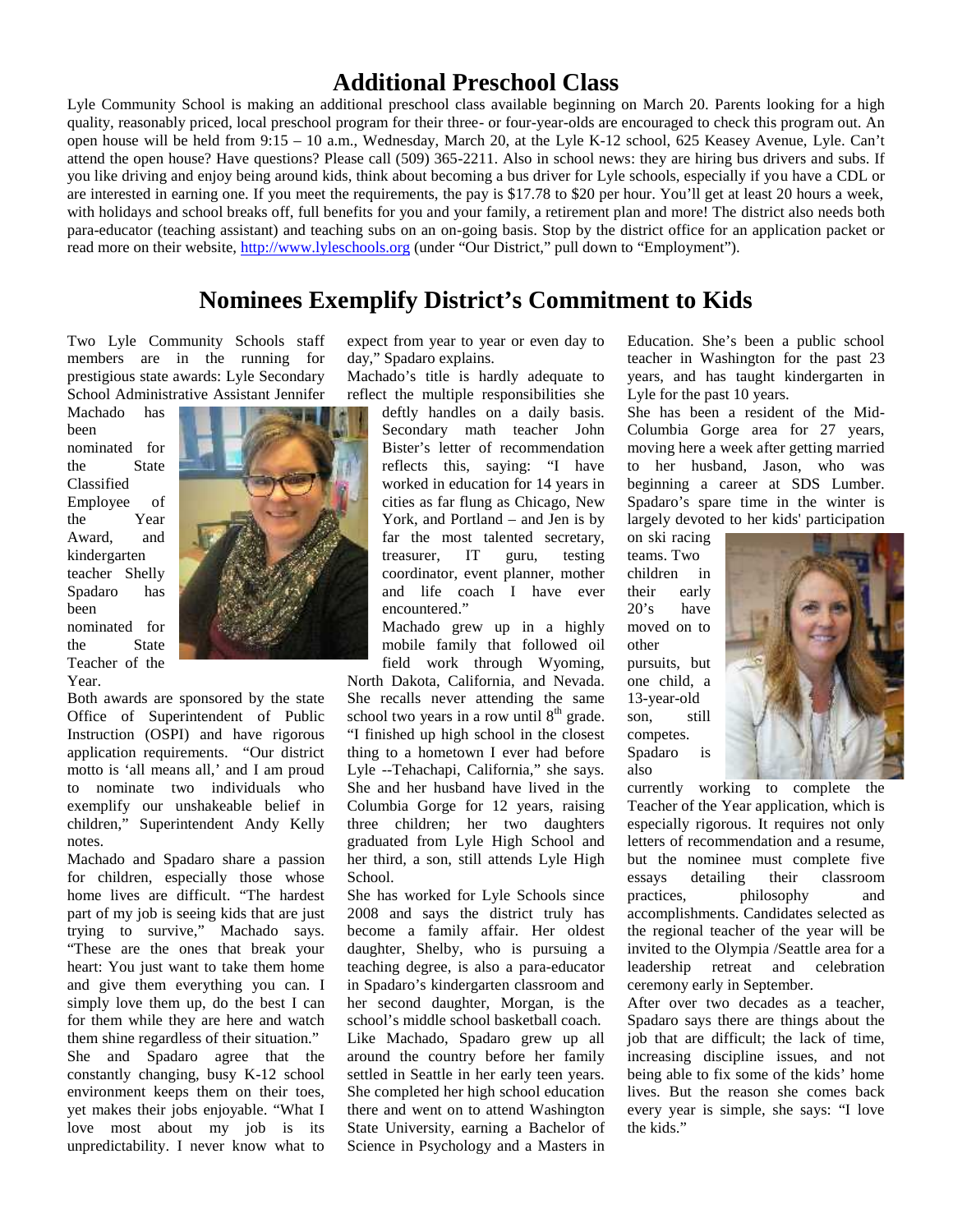## Additional Preschool Class

Lyle Community School is making an additional preschool class available beginning on March 20. Parents looking for a high quality, reasonably priced, local preschool program for their three- or four-year-olds are encouraged to check this program out. An open house will be held from 9:15 – 10 a.m., Wednesday, March 20, at the Lyle K-12 school, 625 Keasey Avenue, Lyle. Can't attend the open house? Have questions? Please call (509) 365-2211. Also in school news: they are hiring bus drivers and subs. If you like driving and enjoy being around kids, think about becoming a bus driver for Lyle schools, especially if you have a CDL or are interested in earning one. If you meet the requirements, the pay is $17.78 to $20 per hour. You'll get at least 20 hours a week, with holidays and school breaks off, full benefits for you and your family, a retirement plan and more! The district also needs both para-educator (teaching assistant) and teaching subs on an on-going basis. Stop by the district office for an application packet or read more on their website, http://www.lyleschools.org (under "Our District," pull down to "Employment").

## Nominees Exemplify District's Commitment to Kids

Two Lyle Community Schools staff members are in the running for prestigious state awards: Lyle Secondary School Administrative Assistant Jennifer Machado has been nominated for the State Classified Employee of the Year Award, and kindergarten teacher Shelly Spadaro has been nominated for the State Teacher of the Year.

Both awards are sponsored by the state Office of Superintendent of Public Instruction (OSPI) and have rigorous application requirements. "Our district motto is 'all means all,' and I am proud to nominate two individuals who exemplify our unshakeable belief in children," Superintendent Andy Kelly notes.

Machado and Spadaro share a passion for children, especially those whose home lives are difficult. "The hardest part of my job is seeing kids that are just trying to survive," Machado says. "These are the ones that break your heart: You just want to take them home and give them everything you can. I simply love them up, do the best I can for them while they are here and watch them shine regardless of their situation."

She and Spadaro agree that the constantly changing, busy K-12 school environment keeps them on their toes, yet makes their jobs enjoyable. "What I love most about my job is its unpredictability. I never know what to expect from year to year or even day to day," Spadaro explains.

Machado's title is hardly adequate to reflect the multiple responsibilities she deftly handles on a daily basis. Secondary math teacher John Bister's letter of recommendation reflects this, saying: "I have worked in education for 14 years in cities as far flung as Chicago, New York, and Portland – and Jen is by far the most talented secretary, treasurer, IT guru, testing coordinator, event planner, mother and life coach I have ever encountered."

Machado grew up in a highly mobile family that followed oil field work through Wyoming, North Dakota, California, and Nevada. She recalls never attending the same school two years in a row until 8th grade. "I finished up high school in the closest thing to a hometown I ever had before Lyle --Tehachapi, California," she says. She and her husband have lived in the Columbia Gorge for 12 years, raising three children; her two daughters graduated from Lyle High School and her third, a son, still attends Lyle High School.

She has worked for Lyle Schools since 2008 and says the district truly has become a family affair. Her oldest daughter, Shelby, who is pursuing a teaching degree, is also a para-educator in Spadaro's kindergarten classroom and her second daughter, Morgan, is the school's middle school basketball coach.

Like Machado, Spadaro grew up all around the country before her family settled in Seattle in her early teen years. She completed her high school education there and went on to attend Washington State University, earning a Bachelor of Science in Psychology and a Masters in Education. She's been a public school teacher in Washington for the past 23 years, and has taught kindergarten in Lyle for the past 10 years.

She has been a resident of the Mid-Columbia Gorge area for 27 years, moving here a week after getting married to her husband, Jason, who was beginning a career at SDS Lumber. Spadaro's spare time in the winter is largely devoted to her kids' participation on ski racing teams. Two children in their early 20's have moved on to other pursuits, but one child, a 13-year-old son, still competes.

Spadaro is also currently working to complete the Teacher of the Year application, which is especially rigorous. It requires not only letters of recommendation and a resume, but the nominee must complete five essays detailing their classroom practices, philosophy and accomplishments. Candidates selected as the regional teacher of the year will be invited to the Olympia /Seattle area for a leadership retreat and celebration ceremony early in September.

After over two decades as a teacher, Spadaro says there are things about the job that are difficult; the lack of time, increasing discipline issues, and not being able to fix some of the kids' home lives. But the reason she comes back every year is simple, she says: "I love the kids."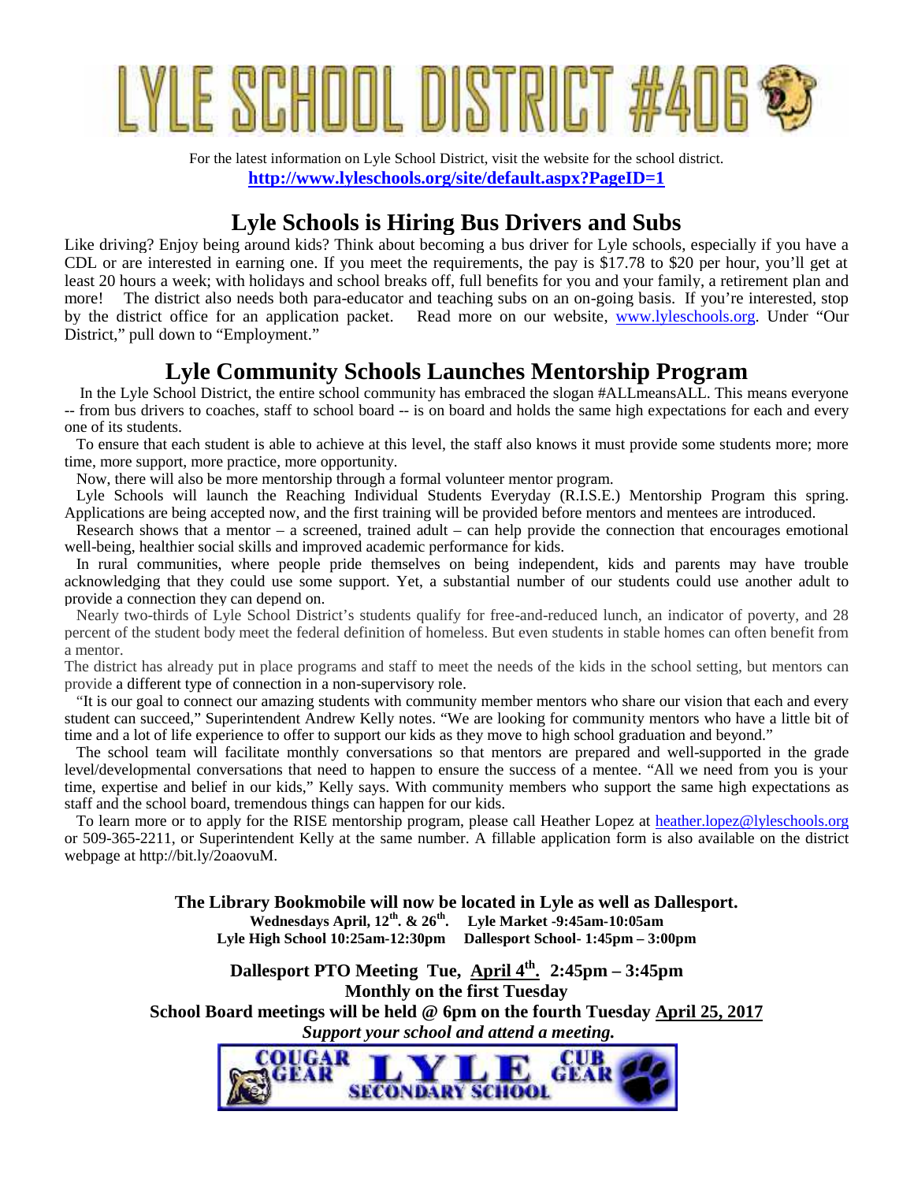# LYLE SCHOOL DISTRICT #406

For the latest information on Lyle School District, visit the website for the school district.
**http://www.lyleschools.org/site/default.aspx?PageID=1**

## Lyle Schools is Hiring Bus Drivers and Subs

Like driving? Enjoy being around kids? Think about becoming a bus driver for Lyle schools, especially if you have a CDL or are interested in earning one. If you meet the requirements, the pay is $17.78 to $20 per hour, you'll get at least 20 hours a week; with holidays and school breaks off, full benefits for you and your family, a retirement plan and more! The district also needs both para-educator and teaching subs on an on-going basis. If you're interested, stop by the district office for an application packet. Read more on our website, www.lyleschools.org. Under "Our District," pull down to "Employment."

## Lyle Community Schools Launches Mentorship Program

In the Lyle School District, the entire school community has embraced the slogan #ALLmeansALL. This means everyone -- from bus drivers to coaches, staff to school board -- is on board and holds the same high expectations for each and every one of its students.

To ensure that each student is able to achieve at this level, the staff also knows it must provide some students more; more time, more support, more practice, more opportunity.

Now, there will also be more mentorship through a formal volunteer mentor program.

Lyle Schools will launch the Reaching Individual Students Everyday (R.I.S.E.) Mentorship Program this spring. Applications are being accepted now, and the first training will be provided before mentors and mentees are introduced.

Research shows that a mentor – a screened, trained adult – can help provide the connection that encourages emotional well-being, healthier social skills and improved academic performance for kids.

In rural communities, where people pride themselves on being independent, kids and parents may have trouble acknowledging that they could use some support. Yet, a substantial number of our students could use another adult to provide a connection they can depend on.

Nearly two-thirds of Lyle School District's students qualify for free-and-reduced lunch, an indicator of poverty, and 28 percent of the student body meet the federal definition of homeless. But even students in stable homes can often benefit from a mentor.

The district has already put in place programs and staff to meet the needs of the kids in the school setting, but mentors can provide a different type of connection in a non-supervisory role.

"It is our goal to connect our amazing students with community member mentors who share our vision that each and every student can succeed," Superintendent Andrew Kelly notes. "We are looking for community mentors who have a little bit of time and a lot of life experience to offer to support our kids as they move to high school graduation and beyond."

The school team will facilitate monthly conversations so that mentors are prepared and well-supported in the grade level/developmental conversations that need to happen to ensure the success of a mentee. "All we need from you is your time, expertise and belief in our kids," Kelly says. With community members who support the same high expectations as staff and the school board, tremendous things can happen for our kids.

To learn more or to apply for the RISE mentorship program, please call Heather Lopez at heather.lopez@lyleschools.org or 509-365-2211, or Superintendent Kelly at the same number. A fillable application form is also available on the district webpage at http://bit.ly/2oaovuM.

**The Library Bookmobile will now be located in Lyle as well as Dallesport.**
**Wednesdays April, 12th. & 26th. Lyle Market -9:45am-10:05am**
**Lyle High School 10:25am-12:30pm Dallesport School- 1:45pm – 3:00pm**

**Dallesport PTO Meeting Tue, April 4th. 2:45pm – 3:45pm**
**Monthly on the first Tuesday**
**School Board meetings will be held @ 6pm on the fourth Tuesday April 25, 2017**
***Support your school and attend a meeting.***

COUGAR GEAR LYLE SECONDARY SCHOOL CUB GEAR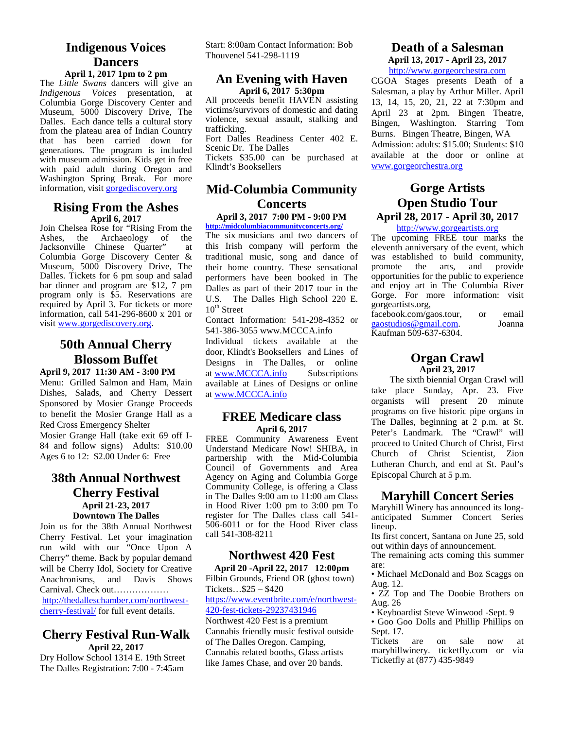## Indigenous Voices Dancers

**April 1, 2017 1pm to 2 pm**

The *Little Swans* dancers will give an *Indigenous Voices* presentation, at Columbia Gorge Discovery Center and Museum, 5000 Discovery Drive, The Dalles. Each dance tells a cultural story from the plateau area of Indian Country that has been carried down for generations. The program is included with museum admission. Kids get in free with paid adult during Oregon and Washington Spring Break. For more information, visit gorgediscovery.org

## Rising From the Ashes

**April 6, 2017**

Join Chelsea Rose for "Rising From the Ashes, the Archaeology of the Jacksonville Chinese Quarter" at Columbia Gorge Discovery Center & Museum, 5000 Discovery Drive, The Dalles. Tickets for 6 pm soup and salad bar dinner and program are $12, 7 pm program only is $5. Reservations are required by April 3. For tickets or more information, call 541-296-8600 x 201 or visit www.gorgediscovery.org.

## 50th Annual Cherry Blossom Buffet

**April 9, 2017 11:30 AM - 3:00 PM**

Menu: Grilled Salmon and Ham, Main Dishes, Salads, and Cherry Dessert Sponsored by Mosier Grange Proceeds to benefit the Mosier Grange Hall as a Red Cross Emergency Shelter

Mosier Grange Hall (take exit 69 off I-84 and follow signs) Adults: $10.00 Ages 6 to 12: $2.00 Under 6: Free

## 38th Annual Northwest Cherry Festival

**April 21-23, 2017**

**Downtown The Dalles**

Join us for the 38th Annual Northwest Cherry Festival. Let your imagination run wild with our "Once Upon A Cherry" theme. Back by popular demand will be Cherry Idol, Society for Creative Anachronisms, and Davis Shows Carnival. Check out………………

http://thedalleschamber.com/northwest-cherry-festival/ for full event details.

## Cherry Festival Run-Walk

**April 22, 2017**

Dry Hollow School 1314 E. 19th Street The Dalles Registration: 7:00 - 7:45am Start: 8:00am Contact Information: Bob Thouvenel 541-298-1119

## An Evening with Haven

**April 6, 2017 5:30pm**

All proceeds benefit HAVEN assisting victims/survivors of domestic and dating violence, sexual assault, stalking and trafficking.

Fort Dalles Readiness Center 402 E. Scenic Dr. The Dalles

Tickets $35.00 can be purchased at Klindt's Booksellers

## Mid-Columbia Community Concerts

**April 3, 2017 7:00 PM - 9:00 PM**

http://midcolumbiacommunityconcerts.org/

The six musicians and two dancers of this Irish company will perform the traditional music, song and dance of their home country. These sensational performers have been booked in The Dalles as part of their 2017 tour in the U.S. The Dalles High School 220 E. 10th Street

Contact Information: 541-298-4352 or 541-386-3055 www.MCCCA.info

Individual tickets available at the door, Klindt's Booksellers and Lines of Designs in The Dalles, or online at www.MCCCA.info Subscriptions available at Lines of Designs or online at www.MCCCA.info

## FREE Medicare class

**April 6, 2017**

FREE Community Awareness Event Understand Medicare Now! SHIBA, in partnership with the Mid-Columbia Council of Governments and Area Agency on Aging and Columbia Gorge Community College, is offering a Class in The Dalles 9:00 am to 11:00 am Class in Hood River 1:00 pm to 3:00 pm To register for The Dalles class call 541-506-6011 or for the Hood River class call 541-308-8211

## Northwest 420 Fest

**April 20 -April 22, 2017 12:00pm**

Filbin Grounds, Friend OR (ghost town) Tickets…$25 – $420

https://www.eventbrite.com/e/northwest-420-fest-tickets-29237431946

Northwest 420 Fest is a premium Cannabis friendly music festival outside of The Dalles Oregon. Camping, Cannabis related booths, Glass artists like James Chase, and over 20 bands.

## Death of a Salesman

**April 13, 2017 - April 23, 2017**

http://www.gorgeorchestra.com

CGOA Stages presents Death of a Salesman, a play by Arthur Miller. April 13, 14, 15, 20, 21, 22 at 7:30pm and April 23 at 2pm. Bingen Theatre, Bingen, Washington. Starring Tom Burns. Bingen Theatre, Bingen, WA

Admission: adults: $15.00; Students: $10 available at the door or online at www.gorgeorchestra.org

## Gorge Artists Open Studio Tour

**April 28, 2017 - April 30, 2017**

http://www.gorgeartists.org

The upcoming FREE tour marks the eleventh anniversary of the event, which was established to build community, promote the arts, and provide opportunities for the public to experience and enjoy art in The Columbia River Gorge. For more information: visit gorgeartists.org, facebook.com/gaos.tour, or email gaostudios@gmail.com. Joanna Kaufman 509-637-6304.

## Organ Crawl

**April 23, 2017**

The sixth biennial Organ Crawl will take place Sunday, Apr. 23. Five organists will present 20 minute programs on five historic pipe organs in The Dalles, beginning at 2 p.m. at St. Peter's Landmark. The "Crawl" will proceed to United Church of Christ, First Church of Christ Scientist, Zion Lutheran Church, and end at St. Paul's Episcopal Church at 5 p.m.

## Maryhill Concert Series

Maryhill Winery has announced its long-anticipated Summer Concert Series lineup.

Its first concert, Santana on June 25, sold out within days of announcement.

The remaining acts coming this summer are:

- Michael McDonald and Boz Scaggs on Aug. 12.
- ZZ Top and The Doobie Brothers on Aug. 26
- Keyboardist Steve Winwood -Sept. 9
- Goo Goo Dolls and Phillip Phillips on Sept. 17.

Tickets are on sale now at maryhillwinery. ticketfly.com or via Ticketfly at (877) 435-9849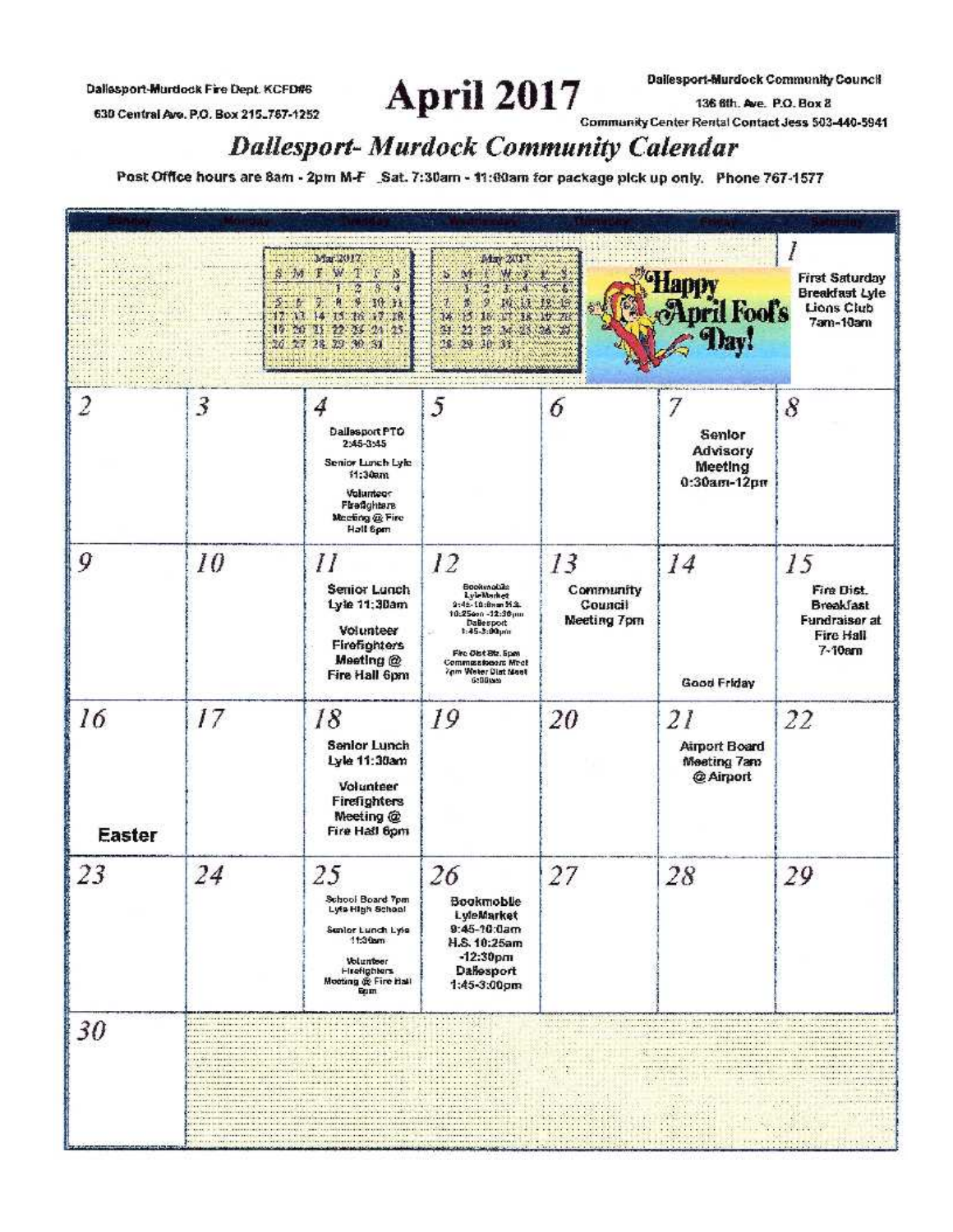Dallesport-Murdock Fire Dept. KCFD#6
630 Central Ave. P.O. Box 215_767-1252

# April 2017

Dallesport-Murdock Community Council
136 6th. Ave. P.O. Box 8
Community Center Rental Contact Jess 503-440-5941

## *Dallesport- Murdock Community Calendar*

Post Office hours are 8am - 2pm M-F  Sat. 7:30am - 11:00am for package pick up only.  Phone 767-1577

| Sunday | Monday | Tuesday | Wednesday | Thursday | Friday | Saturday |
|---|---|---|---|---|---|---|
| | | Mar 2017 | May 2017 | Happy April Fool's Day! | | 1 First Saturday Breakfast Lyle Lions Club 7am-10am |
| 2 | 3 | 4 Dallesport PTO 2:45-3:45<br>Senior Lunch Lyle 11:30am<br>Volunteer Firefighters Meeting @ Fire Hall 6pm | 5 | 6 | 7 Senior Advisory Meeting 0:30am-12pm | 8 |
| 9 | 10 | 11 Senior Lunch Lyle 11:30am<br>Volunteer Firefighters Meeting @ Fire Hall 6pm | 12 Bookmobile LyleMarket 9:45-10:0am H.S. 10:25am -12:30pm Dallesport 1:45-3:00pm<br>Fire Dist Bz. 5pm Commissioners Meet 7pm Water Dist Meet 6:00am | 13 Community Council Meeting 7pm | 14 Good Friday | 15 Fire Dist. Breakfast Fundraiser at Fire Hall 7-10am |
| 16 Easter | 17 | 18 Senior Lunch Lyle 11:30am<br>Volunteer Firefighters Meeting @ Fire Hall 6pm | 19 | 20 | 21 Airport Board Meeting 7am @ Airport | 22 |
| 23 | 24 | 25 School Board 7pm Lyle High School<br>Senior Lunch Lyle 11:30am<br>Volunteer Firefighters Meeting @ Fire Hall 6pm | 26 Bookmoblie LyleMarket 9:45-10:0am H.S. 10:25am -12:30pm Dallesport 1:45-3:00pm | 27 | 28 | 29 |
| 30 | | | | | | |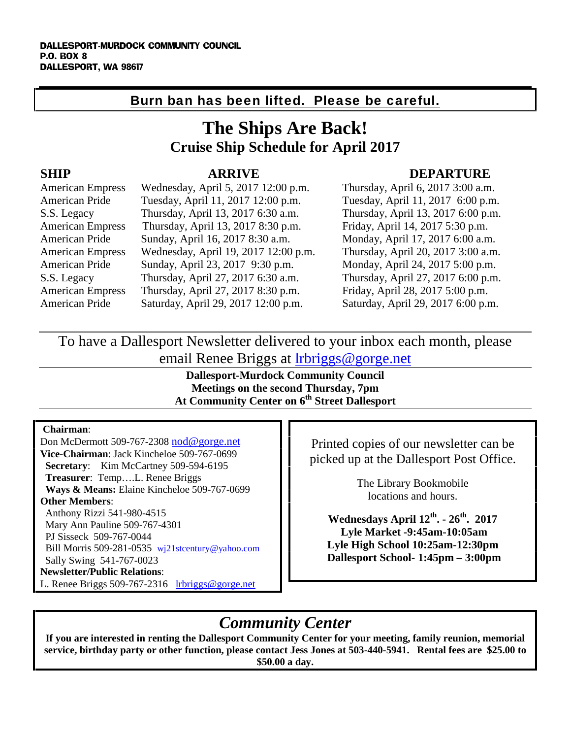**DALLESPORT-MURDOCK COMMUNITY COUNCIL**
**P.O. BOX 8**
**DALLESPORT, WA 98617**

**Burn ban has been lifted. Please be careful.**

# The Ships Are Back!

## Cruise Ship Schedule for April 2017

| SHIP | ARRIVE | DEPARTURE |
|---|---|---|
| American Empress | Wednesday, April 5, 2017 12:00 p.m. | Thursday, April 6, 2017 3:00 a.m. |
| American Pride | Tuesday, April 11, 2017 12:00 p.m. | Tuesday, April 11, 2017 6:00 p.m. |
| S.S. Legacy | Thursday, April 13, 2017 6:30 a.m. | Thursday, April 13, 2017 6:00 p.m. |
| American Empress | Thursday, April 13, 2017 8:30 p.m. | Friday, April 14, 2017 5:30 p.m. |
| American Pride | Sunday, April 16, 2017 8:30 a.m. | Monday, April 17, 2017 6:00 a.m. |
| American Empress | Wednesday, April 19, 2017 12:00 p.m. | Thursday, April 20, 2017 3:00 a.m. |
| American Pride | Sunday, April 23, 2017 9:30 p.m. | Monday, April 24, 2017 5:00 p.m. |
| S.S. Legacy | Thursday, April 27, 2017 6:30 a.m. | Thursday, April 27, 2017 6:00 p.m. |
| American Empress | Thursday, April 27, 2017 8:30 p.m. | Friday, April 28, 2017 5:00 p.m. |
| American Pride | Saturday, April 29, 2017 12:00 p.m. | Saturday, April 29, 2017 6:00 p.m. |

To have a Dallesport Newsletter delivered to your inbox each month, please email Renee Briggs at lrbriggs@gorge.net

**Dallesport-Murdock Community Council**
**Meetings on the second Thursday, 7pm**
**At Community Center on 6th Street Dallesport**

**Chairman**:
Don McDermott 509-767-2308 nod@gorge.net
**Vice-Chairman**: Jack Kincheloe 509-767-0699
**Secretary**: Kim McCartney 509-594-6195
**Treasurer**: Temp….L. Renee Briggs
**Ways & Means:** Elaine Kincheloe 509-767-0699
**Other Members**:
Anthony Rizzi 541-980-4515
Mary Ann Pauline 509-767-4301
PJ Sisseck 509-767-0044
Bill Morris 509-281-0535 wj21stcentury@yahoo.com
Sally Swing 541-767-0023
**Newsletter/Public Relations**:
L. Renee Briggs 509-767-2316 lrbriggs@gorge.net

Printed copies of our newsletter can be picked up at the Dallesport Post Office.

The Library Bookmobile locations and hours.

**Wednesdays April 12th. - 26th. 2017**
**Lyle Market -9:45am-10:05am**
**Lyle High School 10:25am-12:30pm**
**Dallesport School- 1:45pm – 3:00pm**

## *Community Center*

**If you are interested in renting the Dallesport Community Center for your meeting, family reunion, memorial service, birthday party or other function, please contact Jess Jones at 503-440-5941. Rental fees are $25.00 to $50.00 a day.**